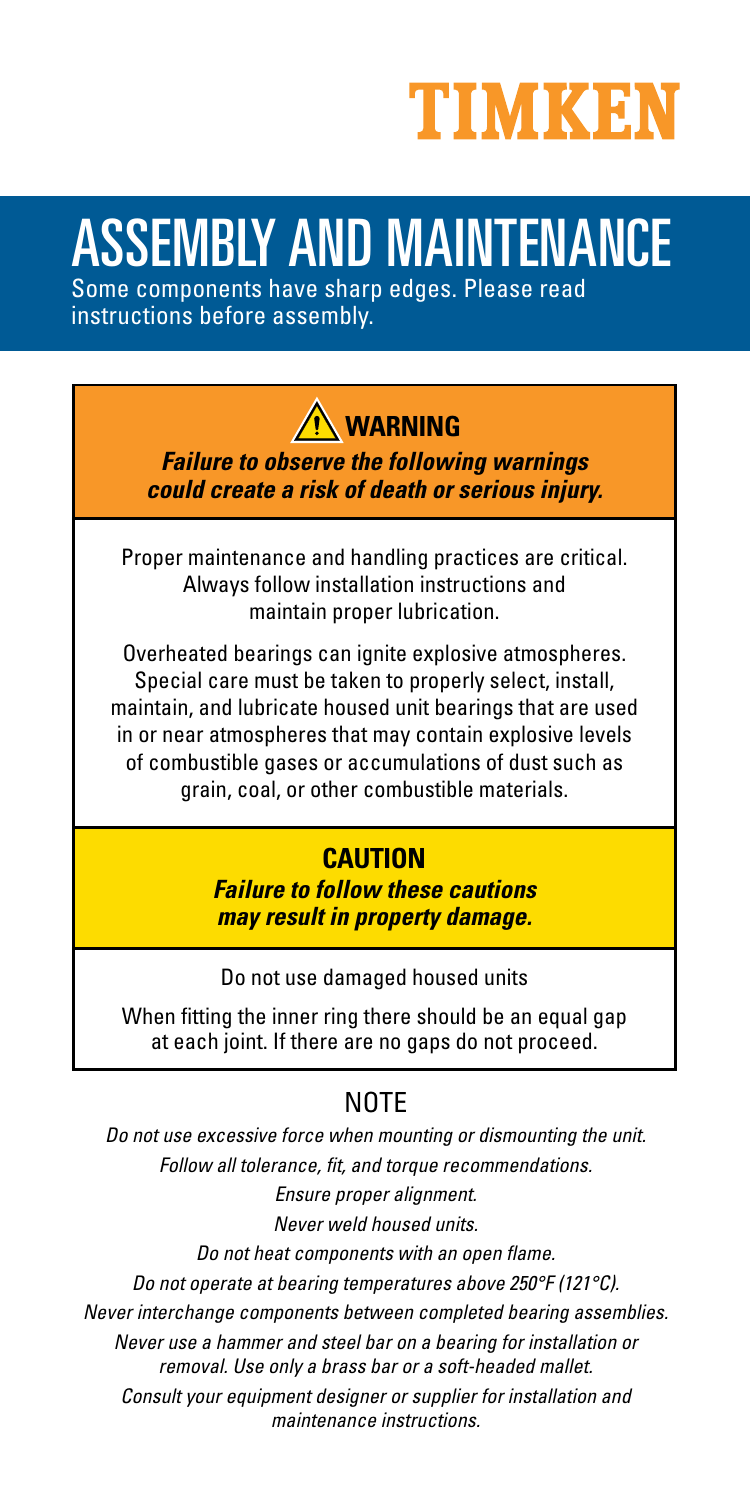TIMKEN

# ASSEMBLY AND MAINTENANCE

Some components have sharp edges. Please read instructions before assembly.

## ⚠ WARNING

***Failure to observe the following warnings could create a risk of death or serious injury.***

Proper maintenance and handling practices are critical. Always follow installation instructions and maintain proper lubrication.

Overheated bearings can ignite explosive atmospheres. Special care must be taken to properly select, install, maintain, and lubricate housed unit bearings that are used in or near atmospheres that may contain explosive levels of combustible gases or accumulations of dust such as grain, coal, or other combustible materials.

## CAUTION

***Failure to follow these cautions may result in property damage.***

Do not use damaged housed units

When fitting the inner ring there should be an equal gap at each joint. If there are no gaps do not proceed.

## NOTE

*Do not use excessive force when mounting or dismounting the unit.*

*Follow all tolerance, fit, and torque recommendations.*

*Ensure proper alignment.*

*Never weld housed units.*

*Do not heat components with an open flame.*

*Do not operate at bearing temperatures above 250°F (121°C).*

*Never interchange components between completed bearing assemblies.*

*Never use a hammer and steel bar on a bearing for installation or removal. Use only a brass bar or a soft-headed mallet.*

*Consult your equipment designer or supplier for installation and maintenance instructions.*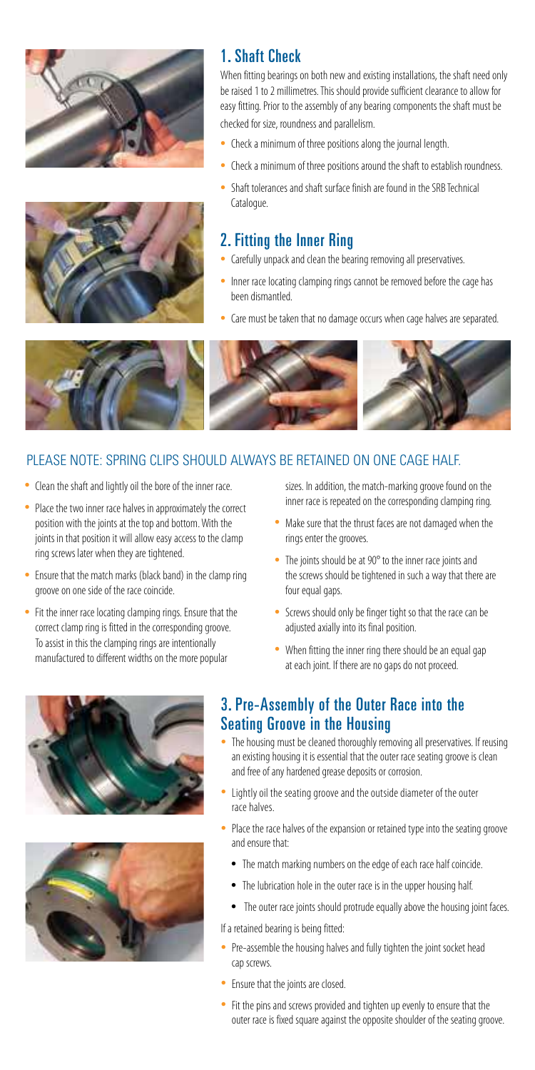## 1. Shaft Check

When fitting bearings on both new and existing installations, the shaft need only be raised 1 to 2 millimetres. This should provide sufficient clearance to allow for easy fitting. Prior to the assembly of any bearing components the shaft must be checked for size, roundness and parallelism.

- Check a minimum of three positions along the journal length.
- Check a minimum of three positions around the shaft to establish roundness.
- Shaft tolerances and shaft surface finish are found in the SRB Technical Catalogue.

## 2. Fitting the Inner Ring

- Carefully unpack and clean the bearing removing all preservatives.
- Inner race locating clamping rings cannot be removed before the cage has been dismantled.
- Care must be taken that no damage occurs when cage halves are separated.

PLEASE NOTE: SPRING CLIPS SHOULD ALWAYS BE RETAINED ON ONE CAGE HALF.

- Clean the shaft and lightly oil the bore of the inner race.
- Place the two inner race halves in approximately the correct position with the joints at the top and bottom. With the joints in that position it will allow easy access to the clamp ring screws later when they are tightened.
- Ensure that the match marks (black band) in the clamp ring groove on one side of the race coincide.
- Fit the inner race locating clamping rings. Ensure that the correct clamp ring is fitted in the corresponding groove. To assist in this the clamping rings are intentionally manufactured to different widths on the more popular sizes. In addition, the match-marking groove found on the inner race is repeated on the corresponding clamping ring.
- Make sure that the thrust faces are not damaged when the rings enter the grooves.
- The joints should be at 90° to the inner race joints and the screws should be tightened in such a way that there are four equal gaps.
- Screws should only be finger tight so that the race can be adjusted axially into its final position.
- When fitting the inner ring there should be an equal gap at each joint. If there are no gaps do not proceed.

## 3. Pre-Assembly of the Outer Race into the Seating Groove in the Housing

- The housing must be cleaned thoroughly removing all preservatives. If reusing an existing housing it is essential that the outer race seating groove is clean and free of any hardened grease deposits or corrosion.
- Lightly oil the seating groove and the outside diameter of the outer race halves.
- Place the race halves of the expansion or retained type into the seating groove and ensure that:
  - The match marking numbers on the edge of each race half coincide.
  - The lubrication hole in the outer race is in the upper housing half.
  - The outer race joints should protrude equally above the housing joint faces.

If a retained bearing is being fitted:

- Pre-assemble the housing halves and fully tighten the joint socket head cap screws.
- Ensure that the joints are closed.
- Fit the pins and screws provided and tighten up evenly to ensure that the outer race is fixed square against the opposite shoulder of the seating groove.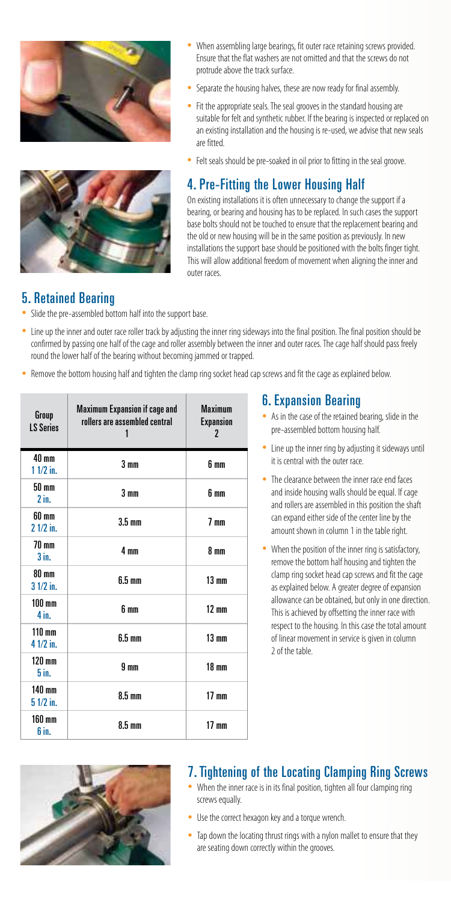- When assembling large bearings, fit outer race retaining screws provided. Ensure that the flat washers are not omitted and that the screws do not protrude above the track surface.
- Separate the housing halves, these are now ready for final assembly.
- Fit the appropriate seals. The seal grooves in the standard housing are suitable for felt and synthetic rubber. If the bearing is inspected or replaced on an existing installation and the housing is re-used, we advise that new seals are fitted.
- Felt seals should be pre-soaked in oil prior to fitting in the seal groove.

## 4. Pre-Fitting the Lower Housing Half

On existing installations it is often unnecessary to change the support if a bearing, or bearing and housing has to be replaced. In such cases the support base bolts should not be touched to ensure that the replacement bearing and the old or new housing will be in the same position as previously. In new installations the support base should be positioned with the bolts finger tight. This will allow additional freedom of movement when aligning the inner and outer races.

## 5. Retained Bearing

- Slide the pre-assembled bottom half into the support base.
- Line up the inner and outer race roller track by adjusting the inner ring sideways into the final position. The final position should be confirmed by passing one half of the cage and roller assembly between the inner and outer races. The cage half should pass freely round the lower half of the bearing without becoming jammed or trapped.
- Remove the bottom housing half and tighten the clamp ring socket head cap screws and fit the cage as explained below.

| Group LS Series | Maximum Expansion if cage and rollers are assembled central 1 | Maximum Expansion 2 |
|---|---|---|
| 40 mm 1 1/2 in. | 3 mm | 6 mm |
| 50 mm 2 in. | 3 mm | 6 mm |
| 60 mm 2 1/2 in. | 3.5 mm | 7 mm |
| 70 mm 3 in. | 4 mm | 8 mm |
| 80 mm 3 1/2 in. | 6.5 mm | 13 mm |
| 100 mm 4 in. | 6 mm | 12 mm |
| 110 mm 4 1/2 in. | 6.5 mm | 13 mm |
| 120 mm 5 in. | 9 mm | 18 mm |
| 140 mm 5 1/2 in. | 8.5 mm | 17 mm |
| 160 mm 6 in. | 8.5 mm | 17 mm |

## 6. Expansion Bearing

- As in the case of the retained bearing, slide in the pre-assembled bottom housing half.
- Line up the inner ring by adjusting it sideways until it is central with the outer race.
- The clearance between the inner race end faces and inside housing walls should be equal. If cage and rollers are assembled in this position the shaft can expand either side of the center line by the amount shown in column 1 in the table right.
- When the position of the inner ring is satisfactory, remove the bottom half housing and tighten the clamp ring socket head cap screws and fit the cage as explained below. A greater degree of expansion allowance can be obtained, but only in one direction. This is achieved by offsetting the inner race with respect to the housing. In this case the total amount of linear movement in service is given in column 2 of the table.

## 7. Tightening of the Locating Clamping Ring Screws

- When the inner race is in its final position, tighten all four clamping ring screws equally.
- Use the correct hexagon key and a torque wrench.
- Tap down the locating thrust rings with a nylon mallet to ensure that they are seating down correctly within the grooves.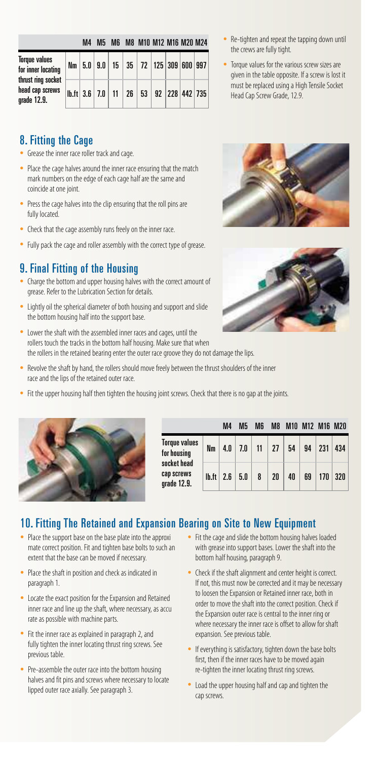| | | M4 | M5 | M6 | M8 | M10 | M12 | M16 | M20 | M24 |
|---|---|---|---|---|---|---|---|---|---|---|
| Torque values for inner locating thrust ring socket head cap screws grade 12.9. | Nm | 5.0 | 9.0 | 15 | 35 | 72 | 125 | 309 | 600 | 997 |
| | lb.ft | 3.6 | 7.0 | 11 | 26 | 53 | 92 | 228 | 442 | 735 |

- Re-tighten and repeat the tapping down until the crews are fully tight.
- Torque values for the various screw sizes are given in the table opposite. If a screw is lost it must be replaced using a High Tensile Socket Head Cap Screw Grade, 12.9.

## 8. Fitting the Cage

- Grease the inner race roller track and cage.
- Place the cage halves around the inner race ensuring that the match mark numbers on the edge of each cage half are the same and coincide at one joint.
- Press the cage halves into the clip ensuring that the roll pins are fully located.
- Check that the cage assembly runs freely on the inner race.
- Fully pack the cage and roller assembly with the correct type of grease.

## 9. Final Fitting of the Housing

- Charge the bottom and upper housing halves with the correct amount of grease. Refer to the Lubrication Section for details.
- Lightly oil the spherical diameter of both housing and support and slide the bottom housing half into the support base.
- Lower the shaft with the assembled inner races and cages, until the rollers touch the tracks in the bottom half housing. Make sure that when the rollers in the retained bearing enter the outer race groove they do not damage the lips.
- Revolve the shaft by hand, the rollers should move freely between the thrust shoulders of the inner race and the lips of the retained outer race.
- Fit the upper housing half then tighten the housing joint screws. Check that there is no gap at the joints.

| | | M4 | M5 | M6 | M8 | M10 | M12 | M16 | M20 |
|---|---|---|---|---|---|---|---|---|---|
| Torque values for housing socket head cap screws grade 12.9. | Nm | 4.0 | 7.0 | 11 | 27 | 54 | 94 | 231 | 434 |
| | lb.ft | 2.6 | 5.0 | 8 | 20 | 40 | 69 | 170 | 320 |

## 10. Fitting The Retained and Expansion Bearing on Site to New Equipment

- Place the support base on the base plate into the approxi mate correct position. Fit and tighten base bolts to such an extent that the base can be moved if necessary.
- Place the shaft in position and check as indicated in paragraph 1.
- Locate the exact position for the Expansion and Retained inner race and line up the shaft, where necessary, as accu rate as possible with machine parts.
- Fit the inner race as explained in paragraph 2, and fully tighten the inner locating thrust ring screws. See previous table.
- Pre-assemble the outer race into the bottom housing halves and fit pins and screws where necessary to locate lipped outer race axially. See paragraph 3.
- Fit the cage and slide the bottom housing halves loaded with grease into support bases. Lower the shaft into the bottom half housing, paragraph 9.
- Check if the shaft alignment and center height is correct. If not, this must now be corrected and it may be necessary to loosen the Expansion or Retained inner race, both in order to move the shaft into the correct position. Check if the Expansion outer race is central to the inner ring or where necessary the inner race is offset to allow for shaft expansion. See previous table.
- If everything is satisfactory, tighten down the base bolts first, then if the inner races have to be moved again re-tighten the inner locating thrust ring screws.
- Load the upper housing half and cap and tighten the cap screws.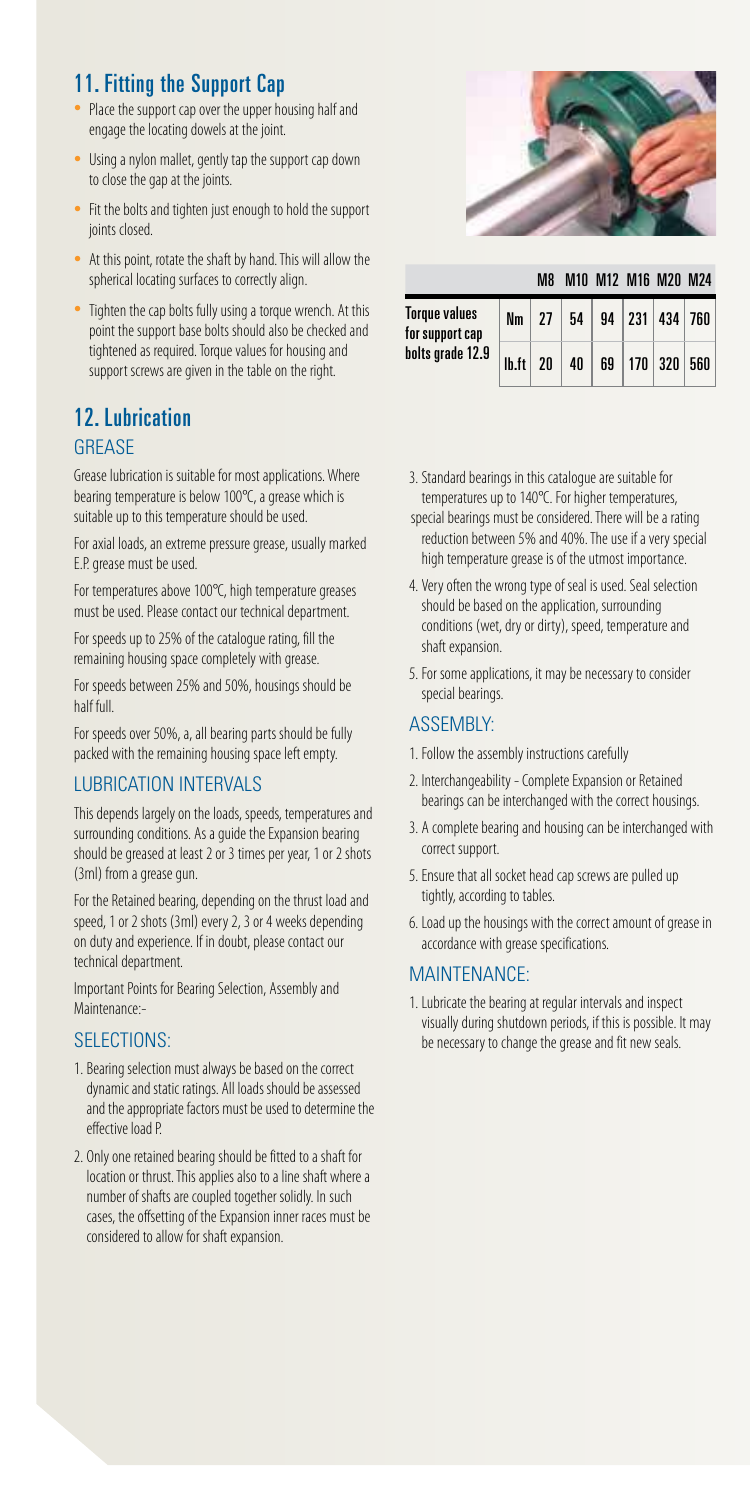## 11. Fitting the Support Cap

- Place the support cap over the upper housing half and engage the locating dowels at the joint.
- Using a nylon mallet, gently tap the support cap down to close the gap at the joints.
- Fit the bolts and tighten just enough to hold the support joints closed.
- At this point, rotate the shaft by hand. This will allow the spherical locating surfaces to correctly align.
- Tighten the cap bolts fully using a torque wrench. At this point the support base bolts should also be checked and tightened as required. Torque values for housing and support screws are given in the table on the right.

| | | M8 | M10 | M12 | M16 | M20 | M24 |
|---|---|---|---|---|---|---|---|
| Torque values for support cap bolts grade 12.9 | Nm | 27 | 54 | 94 | 231 | 434 | 760 |
| | lb.ft | 20 | 40 | 69 | 170 | 320 | 560 |

## 12. Lubrication

### GREASE

Grease lubrication is suitable for most applications. Where bearing temperature is below 100°C, a grease which is suitable up to this temperature should be used.

For axial loads, an extreme pressure grease, usually marked E.P. grease must be used.

For temperatures above 100°C, high temperature greases must be used. Please contact our technical department.

For speeds up to 25% of the catalogue rating, fill the remaining housing space completely with grease.

For speeds between 25% and 50%, housings should be half full.

For speeds over 50%, a, all bearing parts should be fully packed with the remaining housing space left empty.

### LUBRICATION INTERVALS

This depends largely on the loads, speeds, temperatures and surrounding conditions. As a guide the Expansion bearing should be greased at least 2 or 3 times per year, 1 or 2 shots (3ml) from a grease gun.

For the Retained bearing, depending on the thrust load and speed, 1 or 2 shots (3ml) every 2, 3 or 4 weeks depending on duty and experience. If in doubt, please contact our technical department.

Important Points for Bearing Selection, Assembly and Maintenance:-

### SELECTIONS:

1. Bearing selection must always be based on the correct dynamic and static ratings. All loads should be assessed and the appropriate factors must be used to determine the effective load P.
2. Only one retained bearing should be fitted to a shaft for location or thrust. This applies also to a line shaft where a number of shafts are coupled together solidly. In such cases, the offsetting of the Expansion inner races must be considered to allow for shaft expansion.
3. Standard bearings in this catalogue are suitable for temperatures up to 140°C. For higher temperatures, special bearings must be considered. There will be a rating reduction between 5% and 40%. The use if a very special high temperature grease is of the utmost importance.
4. Very often the wrong type of seal is used. Seal selection should be based on the application, surrounding conditions (wet, dry or dirty), speed, temperature and shaft expansion.
5. For some applications, it may be necessary to consider special bearings.

### ASSEMBLY:

1. Follow the assembly instructions carefully
2. Interchangeability - Complete Expansion or Retained bearings can be interchanged with the correct housings.
3. A complete bearing and housing can be interchanged with correct support.
5. Ensure that all socket head cap screws are pulled up tightly, according to tables.
6. Load up the housings with the correct amount of grease in accordance with grease specifications.

### MAINTENANCE:

1. Lubricate the bearing at regular intervals and inspect visually during shutdown periods, if this is possible. It may be necessary to change the grease and fit new seals.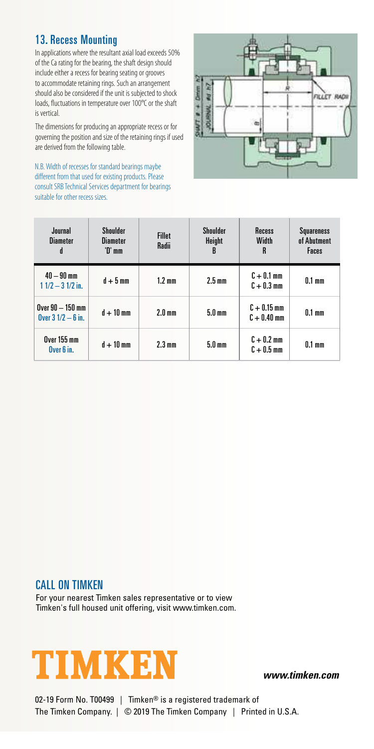## 13. Recess Mounting

In applications where the resultant axial load exceeds 50% of the Ca rating for the bearing, the shaft design should include either a recess for bearing seating or grooves to accommodate retaining rings. Such an arrangement should also be considered if the unit is subjected to shock loads, fluctuations in temperature over 100°C or the shaft is vertical.

The dimensions for producing an appropriate recess or for governing the position and size of the retaining rings if used are derived from the following table.

N.B. Width of recesses for standard bearings maybe different from that used for existing products. Please consult SRB Technical Services department for bearings suitable for other recess sizes.

| Journal Diameter d | Shoulder Diameter 'D' mm | Fillet Radii | Shoulder Height B | Recess Width R | Squareness of Abutment Faces |
|---|---|---|---|---|---|
| 40 – 90 mm<br>1 1/2 – 3 1/2 in. | d + 5 mm | 1.2 mm | 2.5 mm | C + 0.1 mm<br>C + 0.3 mm | 0.1 mm |
| Over 90 – 150 mm<br>Over 3 1/2 – 6 in. | d + 10 mm | 2.0 mm | 5.0 mm | C + 0.15 mm<br>C + 0.40 mm | 0.1 mm |
| Over 155 mm<br>Over 6 in. | d + 10 mm | 2.3 mm | 5.0 mm | C + 0.2 mm<br>C + 0.5 mm | 0.1 mm |

## CALL ON TIMKEN

For your nearest Timken sales representative or to view Timken's full housed unit offering, visit www.timken.com.

TIMKEN

***www.timken.com***

02-19 Form No. T00499 | Timken® is a registered trademark of The Timken Company. | © 2019 The Timken Company | Printed in U.S.A.